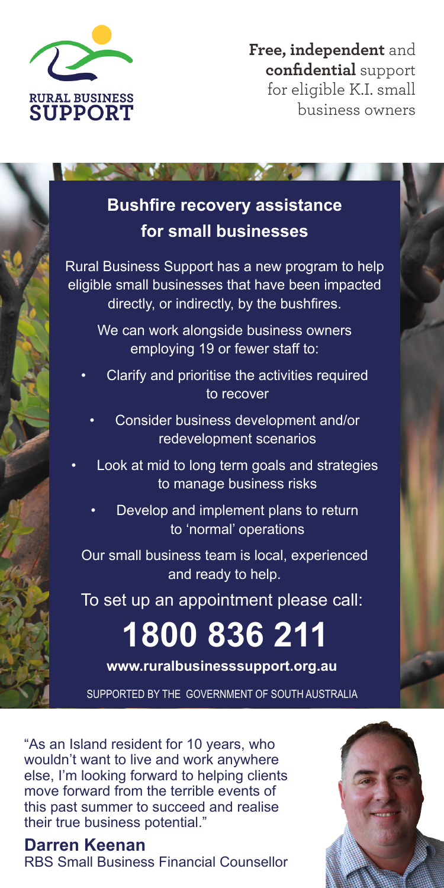RURAL BUSINESS
SUPPORT

**Free, independent** and **confidential** support for eligible K.I. small business owners

## Bushfire recovery assistance for small businesses

Rural Business Support has a new program to help eligible small businesses that have been impacted directly, or indirectly, by the bushfires.

We can work alongside business owners employing 19 or fewer staff to:

- Clarify and prioritise the activities required to recover
- Consider business development and/or redevelopment scenarios
- Look at mid to long term goals and strategies to manage business risks
- Develop and implement plans to return to 'normal' operations

Our small business team is local, experienced and ready to help.

To set up an appointment please call:

# 1800 836 211

**www.ruralbusinesssupport.org.au**

SUPPORTED BY THE GOVERNMENT OF SOUTH AUSTRALIA

"As an Island resident for 10 years, who wouldn't want to live and work anywhere else, I'm looking forward to helping clients move forward from the terrible events of this past summer to succeed and realise their true business potential."

**Darren Keenan**
RBS Small Business Financial Counsellor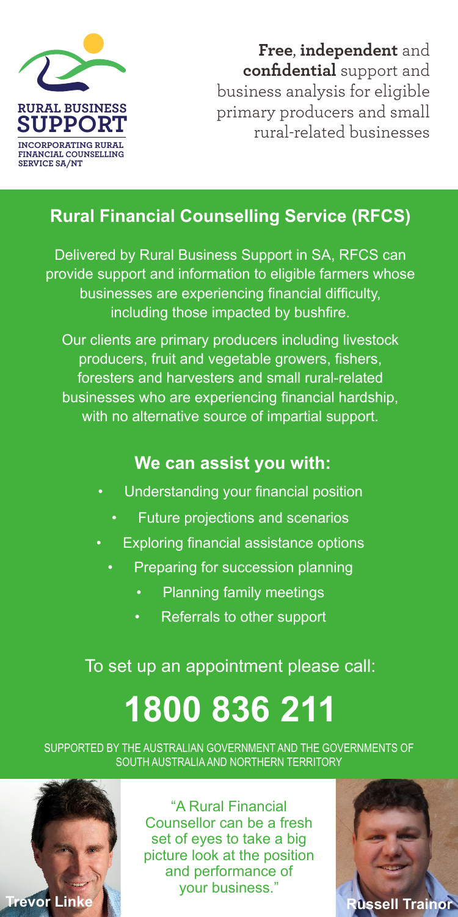RURAL BUSINESS SUPPORT

INCORPORATING RURAL FINANCIAL COUNSELLING SERVICE SA/NT

**Free**, **independent** and **confidential** support and business analysis for eligible primary producers and small rural-related businesses

## Rural Financial Counselling Service (RFCS)

Delivered by Rural Business Support in SA, RFCS can provide support and information to eligible farmers whose businesses are experiencing financial difficulty, including those impacted by bushfire.

Our clients are primary producers including livestock producers, fruit and vegetable growers, fishers, foresters and harvesters and small rural-related businesses who are experiencing financial hardship, with no alternative source of impartial support.

### We can assist you with:

- Understanding your financial position
- Future projections and scenarios
- Exploring financial assistance options
- Preparing for succession planning
- Planning family meetings
- Referrals to other support

To set up an appointment please call:

# 1800 836 211

SUPPORTED BY THE AUSTRALIAN GOVERNMENT AND THE GOVERNMENTS OF SOUTH AUSTRALIA AND NORTHERN TERRITORY

Trevor Linke

"A Rural Financial Counsellor can be a fresh set of eyes to take a big picture look at the position and performance of your business."

Russell Trainor